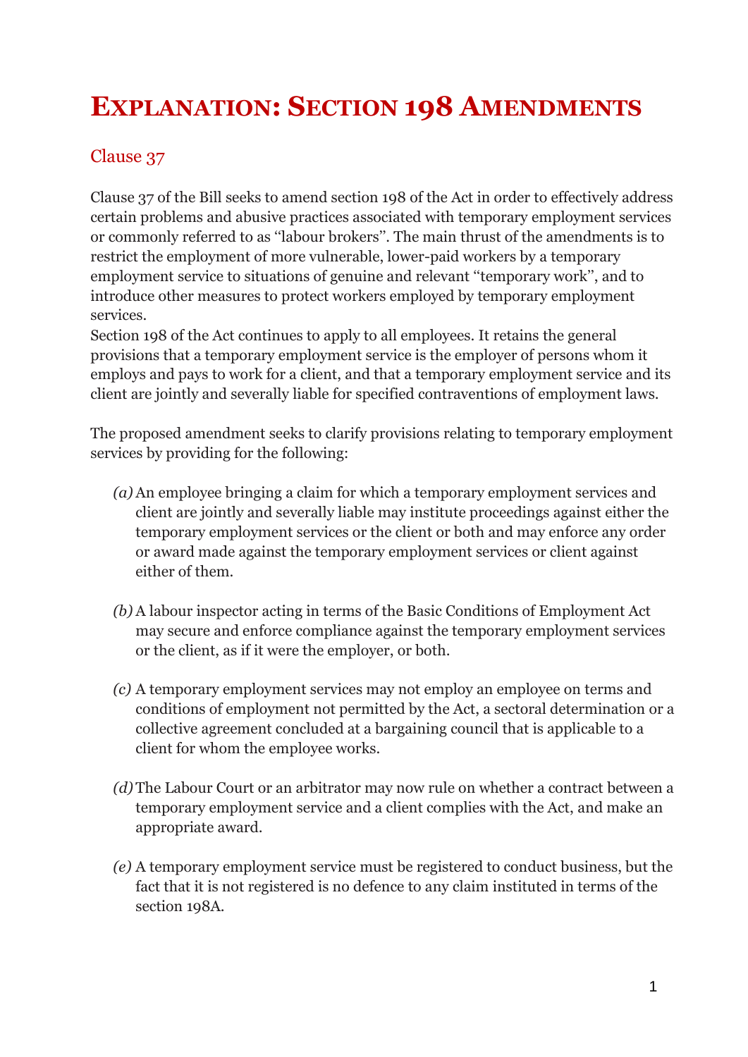# Explanation: Section 198 Amendments

## Clause 37

Clause 37 of the Bill seeks to amend section 198 of the Act in order to effectively address certain problems and abusive practices associated with temporary employment services or commonly referred to as "labour brokers". The main thrust of the amendments is to restrict the employment of more vulnerable, lower-paid workers by a temporary employment service to situations of genuine and relevant "temporary work", and to introduce other measures to protect workers employed by temporary employment services.

Section 198 of the Act continues to apply to all employees. It retains the general provisions that a temporary employment service is the employer of persons whom it employs and pays to work for a client, and that a temporary employment service and its client are jointly and severally liable for specified contraventions of employment laws.

The proposed amendment seeks to clarify provisions relating to temporary employment services by providing for the following:

*(a)* An employee bringing a claim for which a temporary employment services and client are jointly and severally liable may institute proceedings against either the temporary employment services or the client or both and may enforce any order or award made against the temporary employment services or client against either of them.

*(b)* A labour inspector acting in terms of the Basic Conditions of Employment Act may secure and enforce compliance against the temporary employment services or the client, as if it were the employer, or both.

*(c)* A temporary employment services may not employ an employee on terms and conditions of employment not permitted by the Act, a sectoral determination or a collective agreement concluded at a bargaining council that is applicable to a client for whom the employee works.

*(d)* The Labour Court or an arbitrator may now rule on whether a contract between a temporary employment service and a client complies with the Act, and make an appropriate award.

*(e)* A temporary employment service must be registered to conduct business, but the fact that it is not registered is no defence to any claim instituted in terms of the section 198A.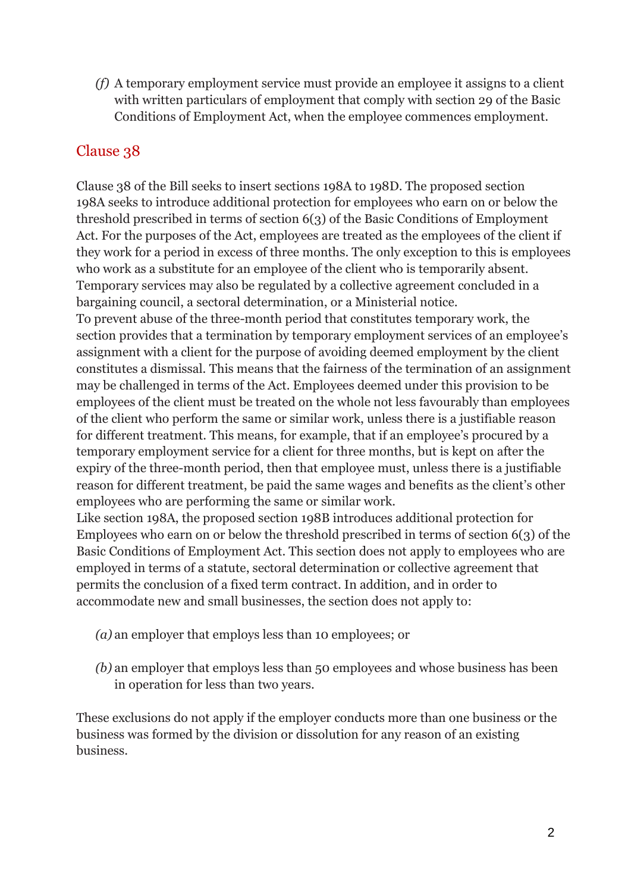*(f)* A temporary employment service must provide an employee it assigns to a client with written particulars of employment that comply with section 29 of the Basic Conditions of Employment Act, when the employee commences employment.

## Clause 38

Clause 38 of the Bill seeks to insert sections 198A to 198D. The proposed section 198A seeks to introduce additional protection for employees who earn on or below the threshold prescribed in terms of section 6(3) of the Basic Conditions of Employment Act. For the purposes of the Act, employees are treated as the employees of the client if they work for a period in excess of three months. The only exception to this is employees who work as a substitute for an employee of the client who is temporarily absent. Temporary services may also be regulated by a collective agreement concluded in a bargaining council, a sectoral determination, or a Ministerial notice.

To prevent abuse of the three-month period that constitutes temporary work, the section provides that a termination by temporary employment services of an employee's assignment with a client for the purpose of avoiding deemed employment by the client constitutes a dismissal. This means that the fairness of the termination of an assignment may be challenged in terms of the Act. Employees deemed under this provision to be employees of the client must be treated on the whole not less favourably than employees of the client who perform the same or similar work, unless there is a justifiable reason for different treatment. This means, for example, that if an employee's procured by a temporary employment service for a client for three months, but is kept on after the expiry of the three-month period, then that employee must, unless there is a justifiable reason for different treatment, be paid the same wages and benefits as the client's other employees who are performing the same or similar work.

Like section 198A, the proposed section 198B introduces additional protection for Employees who earn on or below the threshold prescribed in terms of section 6(3) of the Basic Conditions of Employment Act. This section does not apply to employees who are employed in terms of a statute, sectoral determination or collective agreement that permits the conclusion of a fixed term contract. In addition, and in order to accommodate new and small businesses, the section does not apply to:

*(a)* an employer that employs less than 10 employees; or

*(b)* an employer that employs less than 50 employees and whose business has been in operation for less than two years.

These exclusions do not apply if the employer conducts more than one business or the business was formed by the division or dissolution for any reason of an existing business.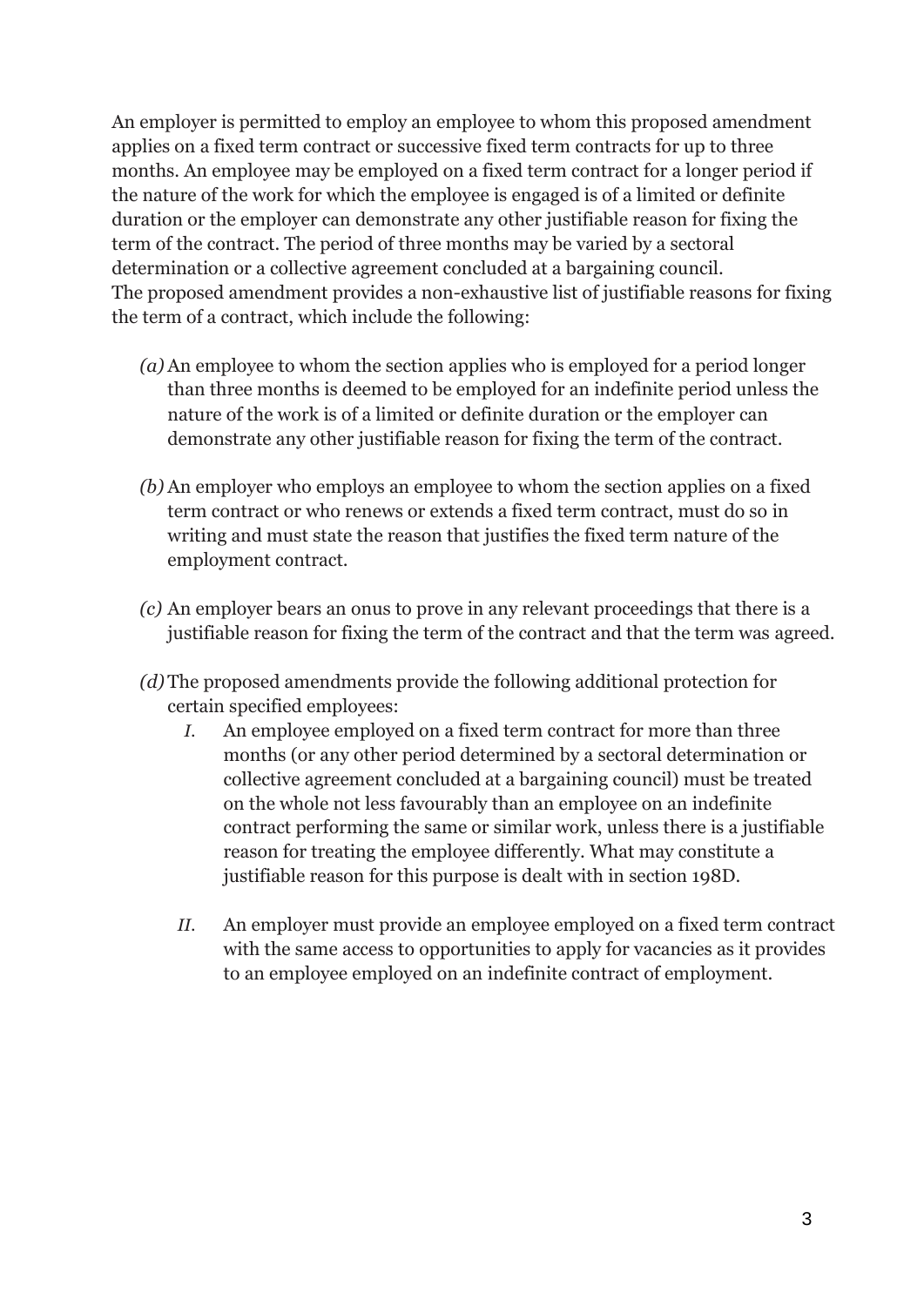An employer is permitted to employ an employee to whom this proposed amendment applies on a fixed term contract or successive fixed term contracts for up to three months. An employee may be employed on a fixed term contract for a longer period if the nature of the work for which the employee is engaged is of a limited or definite duration or the employer can demonstrate any other justifiable reason for fixing the term of the contract. The period of three months may be varied by a sectoral determination or a collective agreement concluded at a bargaining council.
The proposed amendment provides a non-exhaustive list of justifiable reasons for fixing the term of a contract, which include the following:

*(a)* An employee to whom the section applies who is employed for a period longer than three months is deemed to be employed for an indefinite period unless the nature of the work is of a limited or definite duration or the employer can demonstrate any other justifiable reason for fixing the term of the contract.

*(b)* An employer who employs an employee to whom the section applies on a fixed term contract or who renews or extends a fixed term contract, must do so in writing and must state the reason that justifies the fixed term nature of the employment contract.

*(c)* An employer bears an onus to prove in any relevant proceedings that there is a justifiable reason for fixing the term of the contract and that the term was agreed.

*(d)* The proposed amendments provide the following additional protection for certain specified employees:

   *I.* An employee employed on a fixed term contract for more than three months (or any other period determined by a sectoral determination or collective agreement concluded at a bargaining council) must be treated on the whole not less favourably than an employee on an indefinite contract performing the same or similar work, unless there is a justifiable reason for treating the employee differently. What may constitute a justifiable reason for this purpose is dealt with in section 198D.

   *II.* An employer must provide an employee employed on a fixed term contract with the same access to opportunities to apply for vacancies as it provides to an employee employed on an indefinite contract of employment.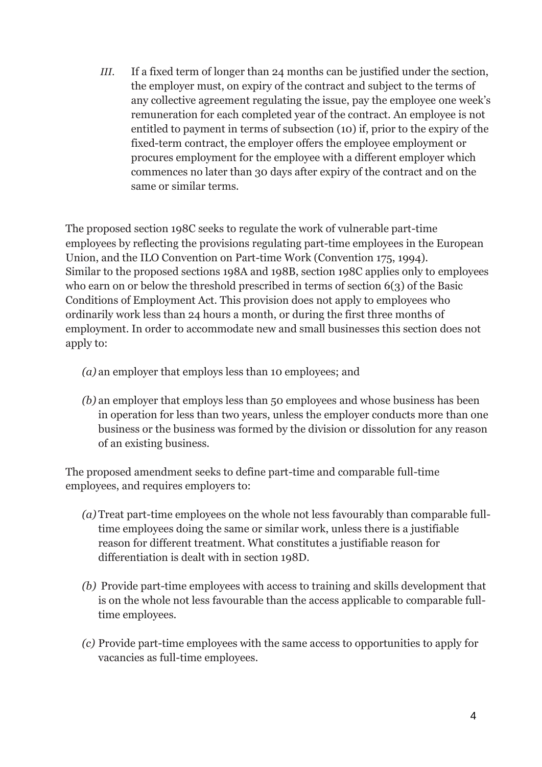*III.* If a fixed term of longer than 24 months can be justified under the section, the employer must, on expiry of the contract and subject to the terms of any collective agreement regulating the issue, pay the employee one week's remuneration for each completed year of the contract. An employee is not entitled to payment in terms of subsection (10) if, prior to the expiry of the fixed-term contract, the employer offers the employee employment or procures employment for the employee with a different employer which commences no later than 30 days after expiry of the contract and on the same or similar terms.

The proposed section 198C seeks to regulate the work of vulnerable part-time employees by reflecting the provisions regulating part-time employees in the European Union, and the ILO Convention on Part-time Work (Convention 175, 1994). Similar to the proposed sections 198A and 198B, section 198C applies only to employees who earn on or below the threshold prescribed in terms of section 6(3) of the Basic Conditions of Employment Act. This provision does not apply to employees who ordinarily work less than 24 hours a month, or during the first three months of employment. In order to accommodate new and small businesses this section does not apply to:

*(a)* an employer that employs less than 10 employees; and

*(b)* an employer that employs less than 50 employees and whose business has been in operation for less than two years, unless the employer conducts more than one business or the business was formed by the division or dissolution for any reason of an existing business.

The proposed amendment seeks to define part-time and comparable full-time employees, and requires employers to:

*(a)* Treat part-time employees on the whole not less favourably than comparable full-time employees doing the same or similar work, unless there is a justifiable reason for different treatment. What constitutes a justifiable reason for differentiation is dealt with in section 198D.

*(b)* Provide part-time employees with access to training and skills development that is on the whole not less favourable than the access applicable to comparable full-time employees.

*(c)* Provide part-time employees with the same access to opportunities to apply for vacancies as full-time employees.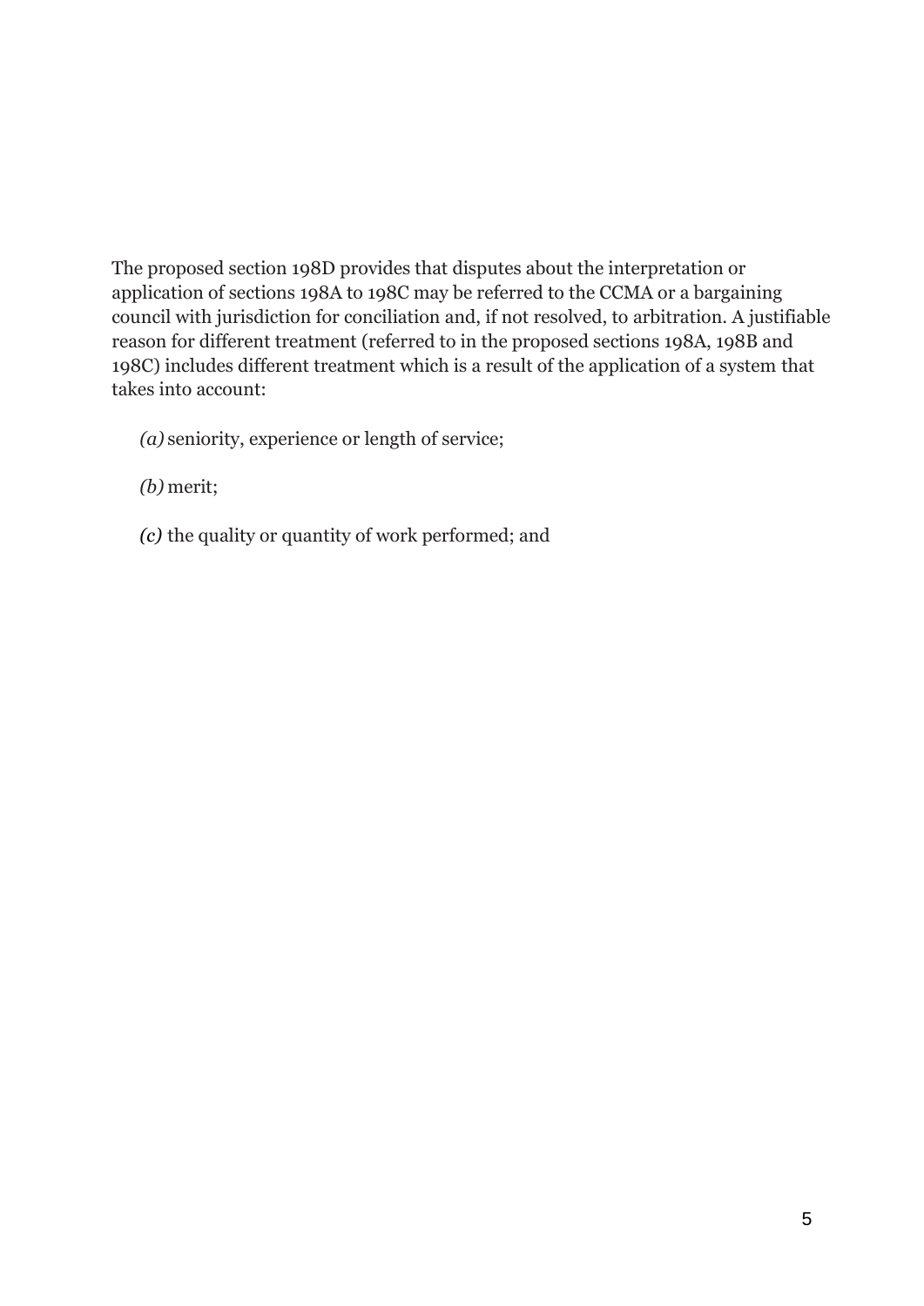The proposed section 198D provides that disputes about the interpretation or application of sections 198A to 198C may be referred to the CCMA or a bargaining council with jurisdiction for conciliation and, if not resolved, to arbitration. A justifiable reason for different treatment (referred to in the proposed sections 198A, 198B and 198C) includes different treatment which is a result of the application of a system that takes into account:

*(a)* seniority, experience or length of service;

*(b)* merit;

*(c)* the quality or quantity of work performed; and